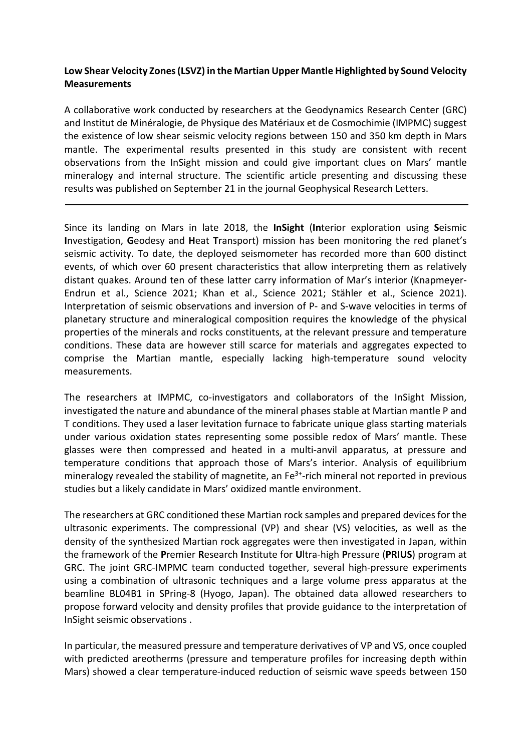**Low Shear Velocity Zones (LSVZ) in the Martian Upper Mantle Highlighted by Sound Velocity Measurements**

A collaborative work conducted by researchers at the Geodynamics Research Center (GRC) and Institut de Minéralogie, de Physique des Matériaux et de Cosmochimie (IMPMC) suggest the existence of low shear seismic velocity regions between 150 and 350 km depth in Mars mantle. The experimental results presented in this study are consistent with recent observations from the InSight mission and could give important clues on Mars' mantle mineralogy and internal structure. The scientific article presenting and discussing these results was published on September 21 in the journal Geophysical Research Letters.

---

Since its landing on Mars in late 2018, the **InSight** (**In**terior exploration using **S**eismic **I**nvestigation, **G**eodesy and **H**eat **T**ransport) mission has been monitoring the red planet's seismic activity. To date, the deployed seismometer has recorded more than 600 distinct events, of which over 60 present characteristics that allow interpreting them as relatively distant quakes. Around ten of these latter carry information of Mar's interior (Knapmeyer-Endrun et al., Science 2021; Khan et al., Science 2021; Stähler et al., Science 2021). Interpretation of seismic observations and inversion of P- and S-wave velocities in terms of planetary structure and mineralogical composition requires the knowledge of the physical properties of the minerals and rocks constituents, at the relevant pressure and temperature conditions. These data are however still scarce for materials and aggregates expected to comprise the Martian mantle, especially lacking high-temperature sound velocity measurements.

The researchers at IMPMC, co-investigators and collaborators of the InSight Mission, investigated the nature and abundance of the mineral phases stable at Martian mantle P and T conditions. They used a laser levitation furnace to fabricate unique glass starting materials under various oxidation states representing some possible redox of Mars' mantle. These glasses were then compressed and heated in a multi-anvil apparatus, at pressure and temperature conditions that approach those of Mars's interior. Analysis of equilibrium mineralogy revealed the stability of magnetite, an $Fe^{3+}$-rich mineral not reported in previous studies but a likely candidate in Mars' oxidized mantle environment.

The researchers at GRC conditioned these Martian rock samples and prepared devices for the ultrasonic experiments. The compressional (VP) and shear (VS) velocities, as well as the density of the synthesized Martian rock aggregates were then investigated in Japan, within the framework of the **P**remier **R**esearch **I**nstitute for **U**ltra-high **P**ressure (**PRIUS**) program at GRC. The joint GRC-IMPMC team conducted together, several high-pressure experiments using a combination of ultrasonic techniques and a large volume press apparatus at the beamline BL04B1 in SPring-8 (Hyogo, Japan). The obtained data allowed researchers to propose forward velocity and density profiles that provide guidance to the interpretation of InSight seismic observations .

In particular, the measured pressure and temperature derivatives of VP and VS, once coupled with predicted areotherms (pressure and temperature profiles for increasing depth within Mars) showed a clear temperature-induced reduction of seismic wave speeds between 150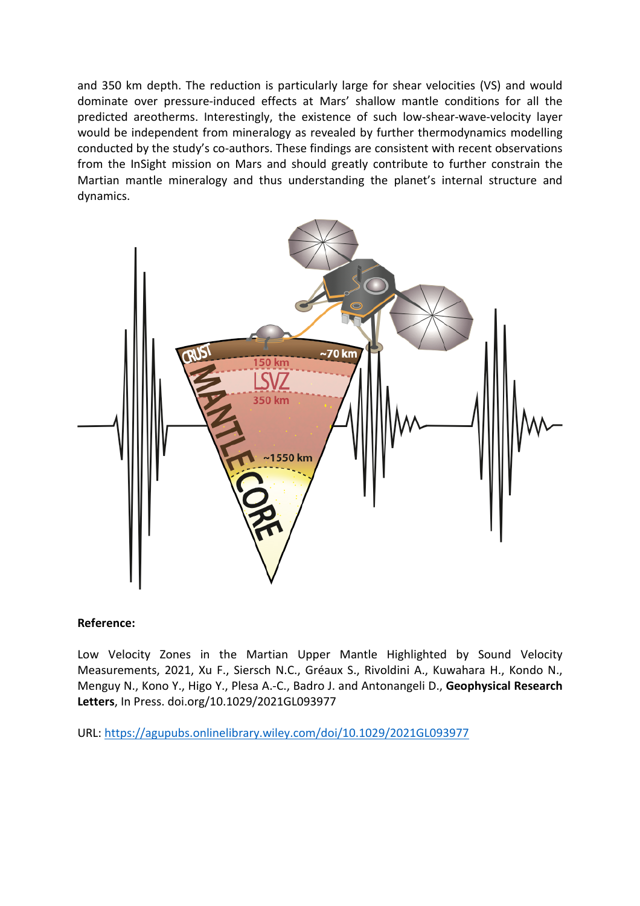and 350 km depth. The reduction is particularly large for shear velocities (VS) and would dominate over pressure-induced effects at Mars' shallow mantle conditions for all the predicted areotherms. Interestingly, the existence of such low-shear-wave-velocity layer would be independent from mineralogy as revealed by further thermodynamics modelling conducted by the study's co-authors. These findings are consistent with recent observations from the InSight mission on Mars and should greatly contribute to further constrain the Martian mantle mineralogy and thus understanding the planet's internal structure and dynamics.

CRUST
~70 km
150 km
LSVZ
350 km
MANTLE
~1550 km
CORE

**Reference:**

Low Velocity Zones in the Martian Upper Mantle Highlighted by Sound Velocity Measurements, 2021, Xu F., Siersch N.C., Gréaux S., Rivoldini A., Kuwahara H., Kondo N., Menguy N., Kono Y., Higo Y., Plesa A.-C., Badro J. and Antonangeli D., **Geophysical Research Letters**, In Press. doi.org/10.1029/2021GL093977

URL: https://agupubs.onlinelibrary.wiley.com/doi/10.1029/2021GL093977